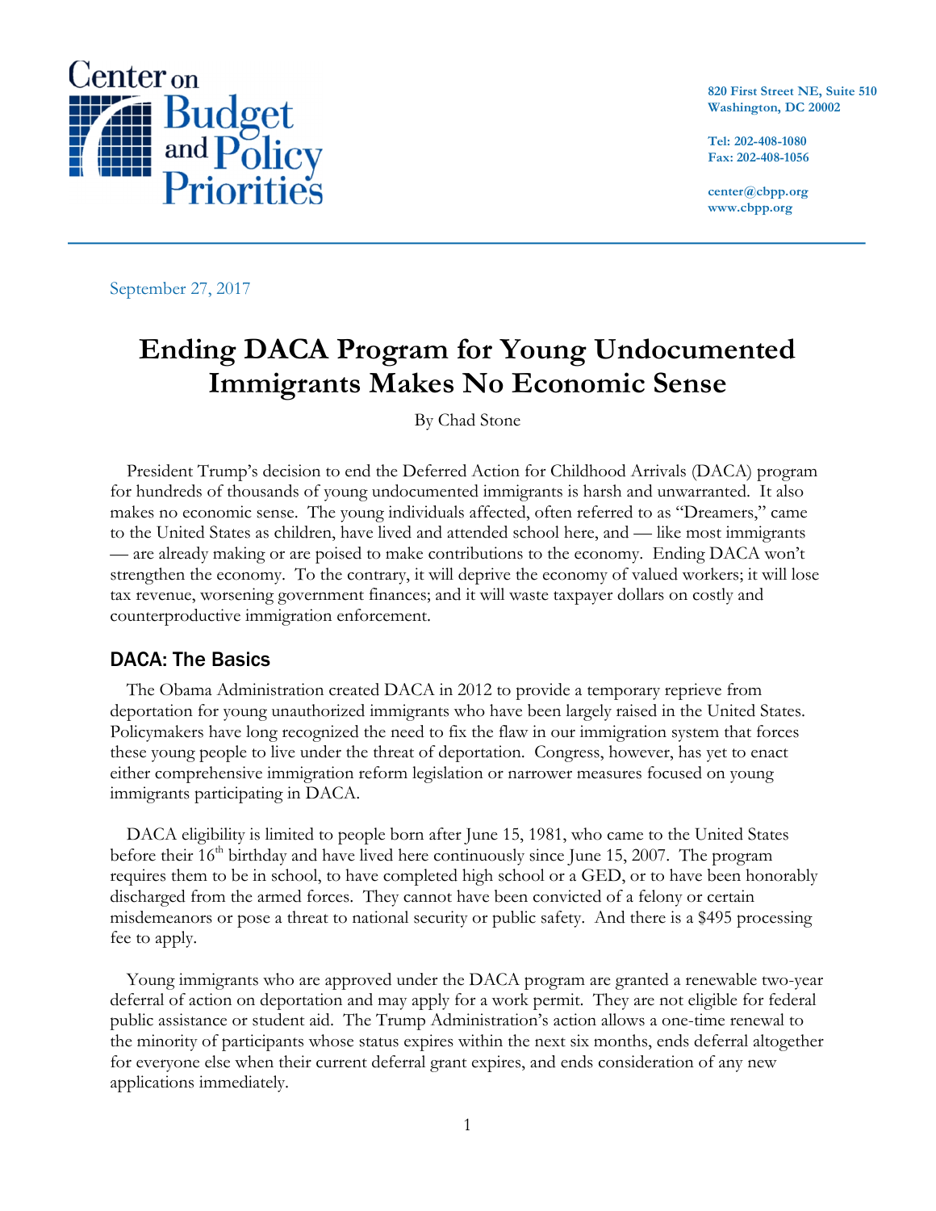Center on Budget and Policy Priorities

820 First Street NE, Suite 510
Washington, DC 20002

Tel: 202-408-1080
Fax: 202-408-1056

center@cbpp.org
www.cbpp.org

September 27, 2017

# Ending DACA Program for Young Undocumented Immigrants Makes No Economic Sense

By Chad Stone

President Trump's decision to end the Deferred Action for Childhood Arrivals (DACA) program for hundreds of thousands of young undocumented immigrants is harsh and unwarranted. It also makes no economic sense. The young individuals affected, often referred to as "Dreamers," came to the United States as children, have lived and attended school here, and — like most immigrants — are already making or are poised to make contributions to the economy. Ending DACA won't strengthen the economy. To the contrary, it will deprive the economy of valued workers; it will lose tax revenue, worsening government finances; and it will waste taxpayer dollars on costly and counterproductive immigration enforcement.

## DACA: The Basics

The Obama Administration created DACA in 2012 to provide a temporary reprieve from deportation for young unauthorized immigrants who have been largely raised in the United States. Policymakers have long recognized the need to fix the flaw in our immigration system that forces these young people to live under the threat of deportation. Congress, however, has yet to enact either comprehensive immigration reform legislation or narrower measures focused on young immigrants participating in DACA.

DACA eligibility is limited to people born after June 15, 1981, who came to the United States before their 16th birthday and have lived here continuously since June 15, 2007. The program requires them to be in school, to have completed high school or a GED, or to have been honorably discharged from the armed forces. They cannot have been convicted of a felony or certain misdemeanors or pose a threat to national security or public safety. And there is a $495 processing fee to apply.

Young immigrants who are approved under the DACA program are granted a renewable two-year deferral of action on deportation and may apply for a work permit. They are not eligible for federal public assistance or student aid. The Trump Administration's action allows a one-time renewal to the minority of participants whose status expires within the next six months, ends deferral altogether for everyone else when their current deferral grant expires, and ends consideration of any new applications immediately.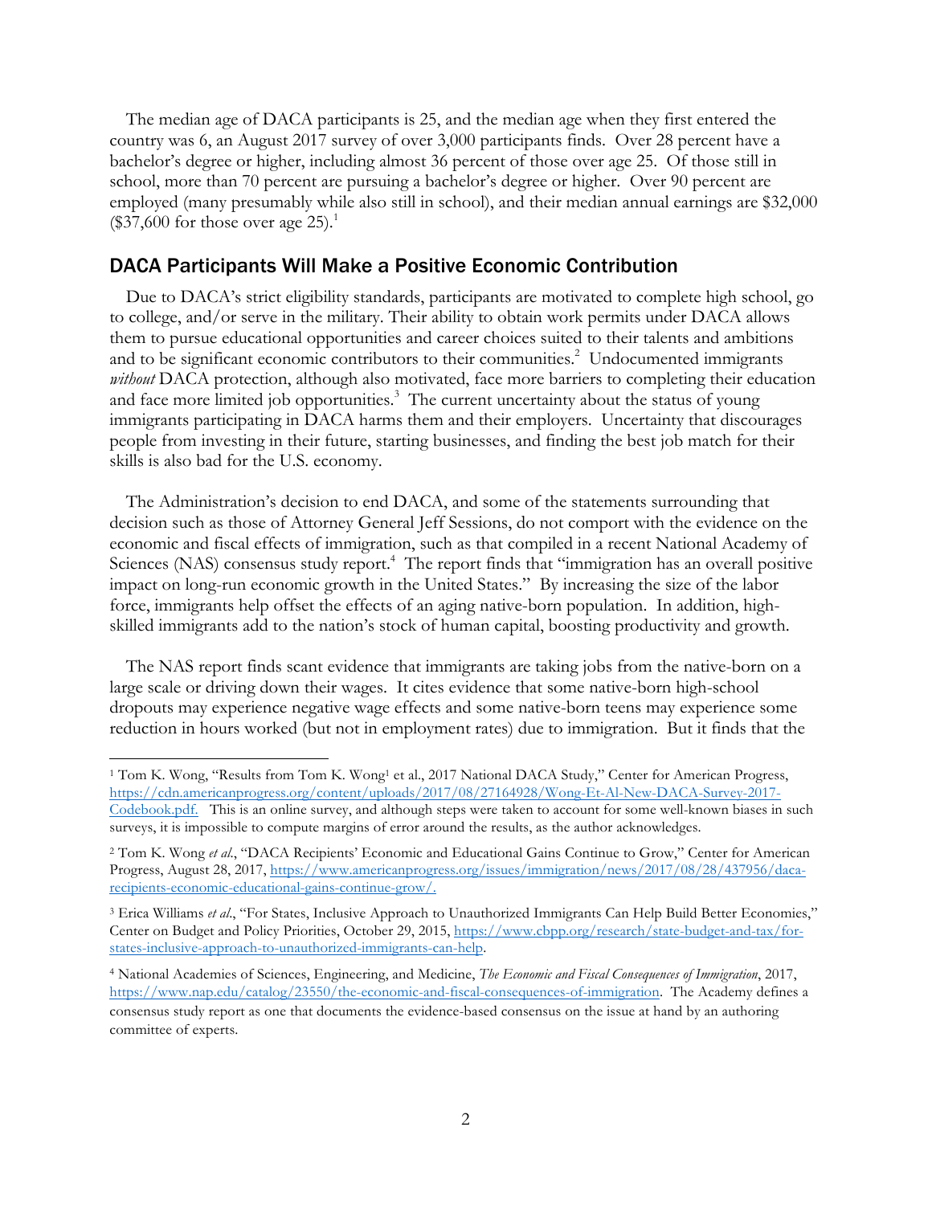The median age of DACA participants is 25, and the median age when they first entered the country was 6, an August 2017 survey of over 3,000 participants finds. Over 28 percent have a bachelor's degree or higher, including almost 36 percent of those over age 25. Of those still in school, more than 70 percent are pursuing a bachelor's degree or higher. Over 90 percent are employed (many presumably while also still in school), and their median annual earnings are $32,000 ($37,600 for those over age 25).[1]

## DACA Participants Will Make a Positive Economic Contribution

Due to DACA's strict eligibility standards, participants are motivated to complete high school, go to college, and/or serve in the military. Their ability to obtain work permits under DACA allows them to pursue educational opportunities and career choices suited to their talents and ambitions and to be significant economic contributors to their communities.[2] Undocumented immigrants *without* DACA protection, although also motivated, face more barriers to completing their education and face more limited job opportunities.[3] The current uncertainty about the status of young immigrants participating in DACA harms them and their employers. Uncertainty that discourages people from investing in their future, starting businesses, and finding the best job match for their skills is also bad for the U.S. economy.

The Administration's decision to end DACA, and some of the statements surrounding that decision such as those of Attorney General Jeff Sessions, do not comport with the evidence on the economic and fiscal effects of immigration, such as that compiled in a recent National Academy of Sciences (NAS) consensus study report.[4] The report finds that "immigration has an overall positive impact on long-run economic growth in the United States." By increasing the size of the labor force, immigrants help offset the effects of an aging native-born population. In addition, high-skilled immigrants add to the nation's stock of human capital, boosting productivity and growth.

The NAS report finds scant evidence that immigrants are taking jobs from the native-born on a large scale or driving down their wages. It cites evidence that some native-born high-school dropouts may experience negative wage effects and some native-born teens may experience some reduction in hours worked (but not in employment rates) due to immigration. But it finds that the

---

[1] Tom K. Wong, "Results from Tom K. Wong[1] et al., 2017 National DACA Study," Center for American Progress, https://cdn.americanprogress.org/content/uploads/2017/08/27164928/Wong-Et-Al-New-DACA-Survey-2017-Codebook.pdf. This is an online survey, and although steps were taken to account for some well-known biases in such surveys, it is impossible to compute margins of error around the results, as the author acknowledges.

[2] Tom K. Wong *et al*., "DACA Recipients' Economic and Educational Gains Continue to Grow," Center for American Progress, August 28, 2017, https://www.americanprogress.org/issues/immigration/news/2017/08/28/437956/daca-recipients-economic-educational-gains-continue-grow/.

[3] Erica Williams *et al*., "For States, Inclusive Approach to Unauthorized Immigrants Can Help Build Better Economies," Center on Budget and Policy Priorities, October 29, 2015, https://www.cbpp.org/research/state-budget-and-tax/for-states-inclusive-approach-to-unauthorized-immigrants-can-help.

[4] National Academies of Sciences, Engineering, and Medicine, *The Economic and Fiscal Consequences of Immigration*, 2017, https://www.nap.edu/catalog/23550/the-economic-and-fiscal-consequences-of-immigration. The Academy defines a consensus study report as one that documents the evidence-based consensus on the issue at hand by an authoring committee of experts.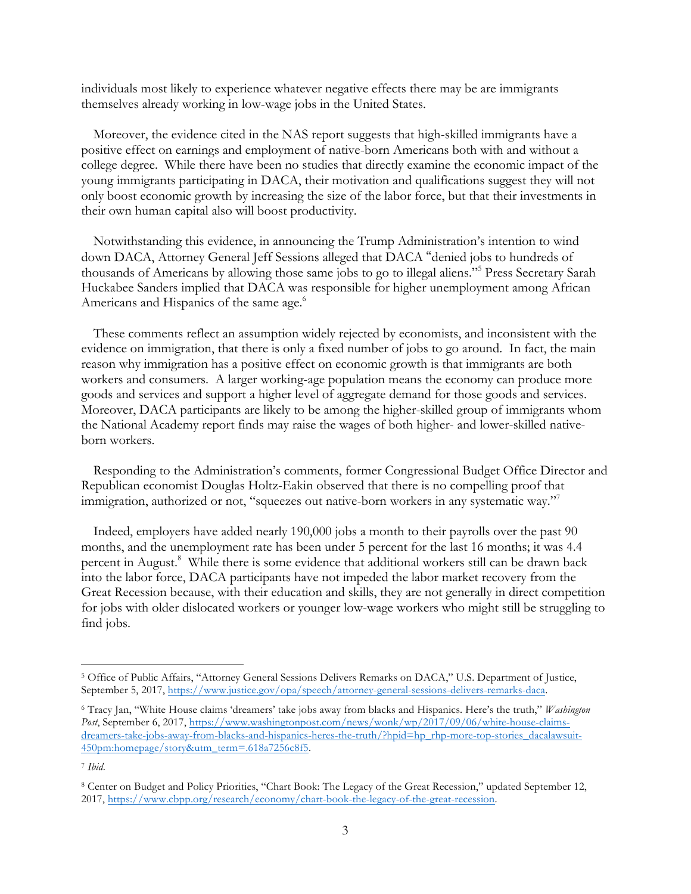individuals most likely to experience whatever negative effects there may be are immigrants themselves already working in low-wage jobs in the United States.

Moreover, the evidence cited in the NAS report suggests that high-skilled immigrants have a positive effect on earnings and employment of native-born Americans both with and without a college degree. While there have been no studies that directly examine the economic impact of the young immigrants participating in DACA, their motivation and qualifications suggest they will not only boost economic growth by increasing the size of the labor force, but that their investments in their own human capital also will boost productivity.

Notwithstanding this evidence, in announcing the Trump Administration's intention to wind down DACA, Attorney General Jeff Sessions alleged that DACA "denied jobs to hundreds of thousands of Americans by allowing those same jobs to go to illegal aliens."[5] Press Secretary Sarah Huckabee Sanders implied that DACA was responsible for higher unemployment among African Americans and Hispanics of the same age.[6]

These comments reflect an assumption widely rejected by economists, and inconsistent with the evidence on immigration, that there is only a fixed number of jobs to go around. In fact, the main reason why immigration has a positive effect on economic growth is that immigrants are both workers and consumers. A larger working-age population means the economy can produce more goods and services and support a higher level of aggregate demand for those goods and services. Moreover, DACA participants are likely to be among the higher-skilled group of immigrants whom the National Academy report finds may raise the wages of both higher- and lower-skilled native-born workers.

Responding to the Administration's comments, former Congressional Budget Office Director and Republican economist Douglas Holtz-Eakin observed that there is no compelling proof that immigration, authorized or not, "squeezes out native-born workers in any systematic way."[7]

Indeed, employers have added nearly 190,000 jobs a month to their payrolls over the past 90 months, and the unemployment rate has been under 5 percent for the last 16 months; it was 4.4 percent in August.[8] While there is some evidence that additional workers still can be drawn back into the labor force, DACA participants have not impeded the labor market recovery from the Great Recession because, with their education and skills, they are not generally in direct competition for jobs with older dislocated workers or younger low-wage workers who might still be struggling to find jobs.

---

[5] Office of Public Affairs, "Attorney General Sessions Delivers Remarks on DACA," U.S. Department of Justice, September 5, 2017, https://www.justice.gov/opa/speech/attorney-general-sessions-delivers-remarks-daca.

[6] Tracy Jan, "White House claims 'dreamers' take jobs away from blacks and Hispanics. Here's the truth," *Washington Post*, September 6, 2017, https://www.washingtonpost.com/news/wonk/wp/2017/09/06/white-house-claims-dreamers-take-jobs-away-from-blacks-and-hispanics-heres-the-truth/?hpid=hp_rhp-more-top-stories_dacalawsuit-450pm:homepage/story&utm_term=.618a7256c8f5.

[7] *Ibid.*

[8] Center on Budget and Policy Priorities, "Chart Book: The Legacy of the Great Recession," updated September 12, 2017, https://www.cbpp.org/research/economy/chart-book-the-legacy-of-the-great-recession.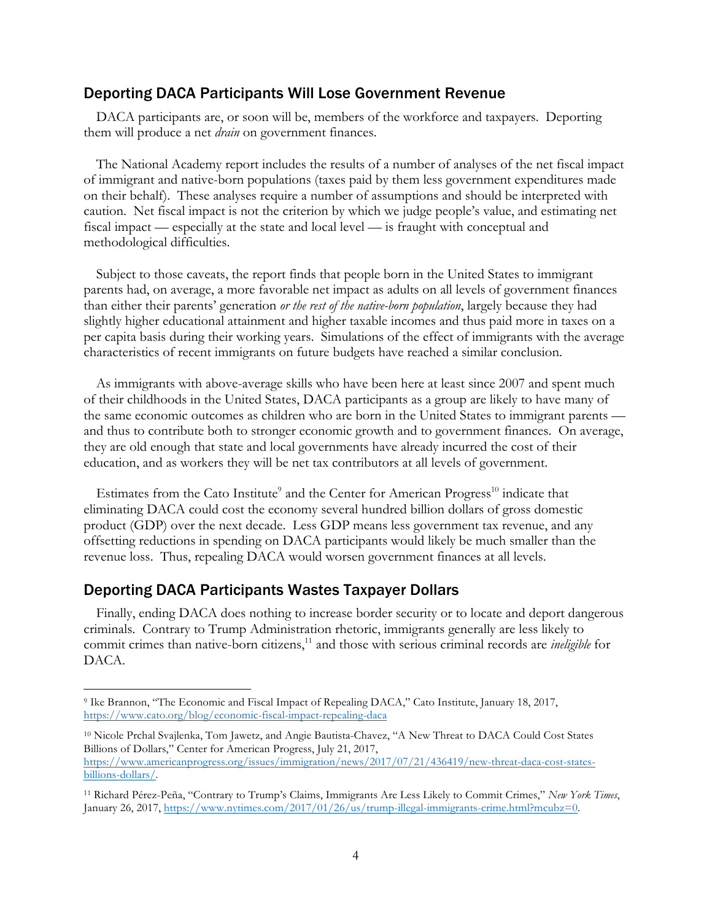## Deporting DACA Participants Will Lose Government Revenue

DACA participants are, or soon will be, members of the workforce and taxpayers. Deporting them will produce a net *drain* on government finances.

The National Academy report includes the results of a number of analyses of the net fiscal impact of immigrant and native-born populations (taxes paid by them less government expenditures made on their behalf). These analyses require a number of assumptions and should be interpreted with caution. Net fiscal impact is not the criterion by which we judge people's value, and estimating net fiscal impact — especially at the state and local level — is fraught with conceptual and methodological difficulties.

Subject to those caveats, the report finds that people born in the United States to immigrant parents had, on average, a more favorable net impact as adults on all levels of government finances than either their parents' generation *or the rest of the native-born population*, largely because they had slightly higher educational attainment and higher taxable incomes and thus paid more in taxes on a per capita basis during their working years. Simulations of the effect of immigrants with the average characteristics of recent immigrants on future budgets have reached a similar conclusion.

As immigrants with above-average skills who have been here at least since 2007 and spent much of their childhoods in the United States, DACA participants as a group are likely to have many of the same economic outcomes as children who are born in the United States to immigrant parents — and thus to contribute both to stronger economic growth and to government finances. On average, they are old enough that state and local governments have already incurred the cost of their education, and as workers they will be net tax contributors at all levels of government.

Estimates from the Cato Institute[9] and the Center for American Progress[10] indicate that eliminating DACA could cost the economy several hundred billion dollars of gross domestic product (GDP) over the next decade. Less GDP means less government tax revenue, and any offsetting reductions in spending on DACA participants would likely be much smaller than the revenue loss. Thus, repealing DACA would worsen government finances at all levels.

## Deporting DACA Participants Wastes Taxpayer Dollars

Finally, ending DACA does nothing to increase border security or to locate and deport dangerous criminals. Contrary to Trump Administration rhetoric, immigrants generally are less likely to commit crimes than native-born citizens,[11] and those with serious criminal records are *ineligible* for DACA.

---

[9] Ike Brannon, "The Economic and Fiscal Impact of Repealing DACA," Cato Institute, January 18, 2017, https://www.cato.org/blog/economic-fiscal-impact-repealing-daca

[10] Nicole Prchal Svajlenka, Tom Jawetz, and Angie Bautista-Chavez, "A New Threat to DACA Could Cost States Billions of Dollars," Center for American Progress, July 21, 2017, https://www.americanprogress.org/issues/immigration/news/2017/07/21/436419/new-threat-daca-cost-states-billions-dollars/.

[11] Richard Pérez-Peña, "Contrary to Trump's Claims, Immigrants Are Less Likely to Commit Crimes," *New York Times*, January 26, 2017, https://www.nytimes.com/2017/01/26/us/trump-illegal-immigrants-crime.html?mcubz=0.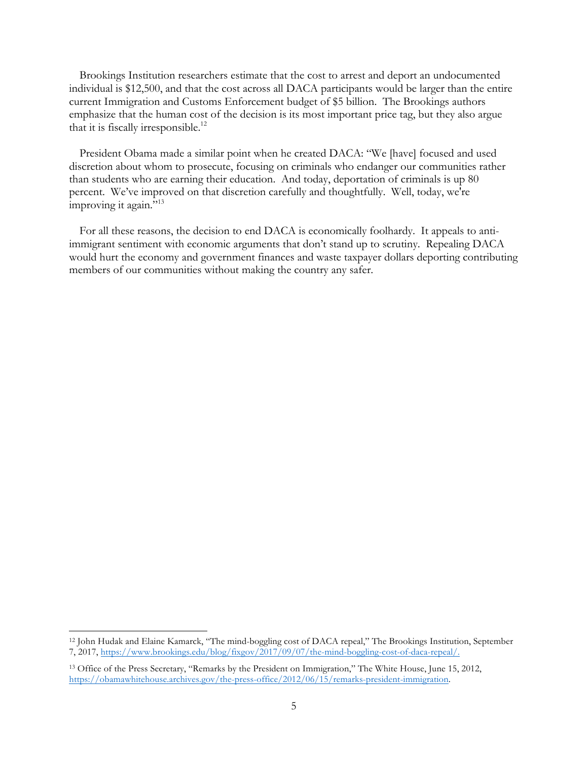Brookings Institution researchers estimate that the cost to arrest and deport an undocumented individual is $12,500, and that the cost across all DACA participants would be larger than the entire current Immigration and Customs Enforcement budget of $5 billion. The Brookings authors emphasize that the human cost of the decision is its most important price tag, but they also argue that it is fiscally irresponsible.[12]

President Obama made a similar point when he created DACA: "We [have] focused and used discretion about whom to prosecute, focusing on criminals who endanger our communities rather than students who are earning their education. And today, deportation of criminals is up 80 percent. We've improved on that discretion carefully and thoughtfully. Well, today, we're improving it again."[13]

For all these reasons, the decision to end DACA is economically foolhardy. It appeals to anti-immigrant sentiment with economic arguments that don't stand up to scrutiny. Repealing DACA would hurt the economy and government finances and waste taxpayer dollars deporting contributing members of our communities without making the country any safer.

---

[12] John Hudak and Elaine Kamarck, "The mind-boggling cost of DACA repeal," The Brookings Institution, September 7, 2017, https://www.brookings.edu/blog/fixgov/2017/09/07/the-mind-boggling-cost-of-daca-repeal/.

[13] Office of the Press Secretary, "Remarks by the President on Immigration," The White House, June 15, 2012, https://obamawhitehouse.archives.gov/the-press-office/2012/06/15/remarks-president-immigration.